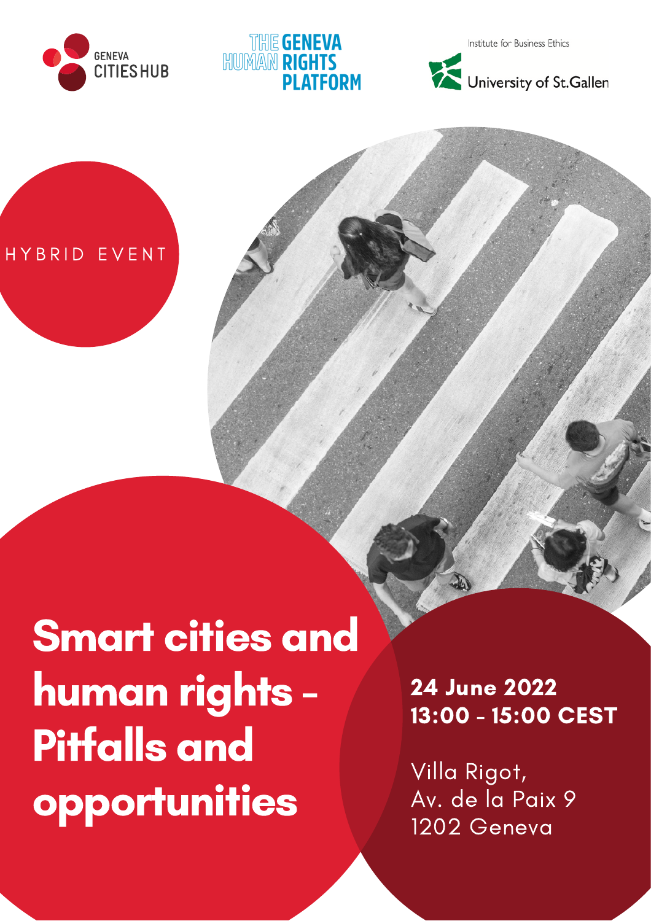GENEVA CITIES HUB

THE GENEVA HUMAN RIGHTS PLATFORM

Institute for Business Ethics
University of St.Gallen

HYBRID EVENT

# Smart cities and human rights - Pitfalls and opportunities

**24 June 2022**
**13:00 - 15:00 CEST**

Villa Rigot,
Av. de la Paix 9
1202 Geneva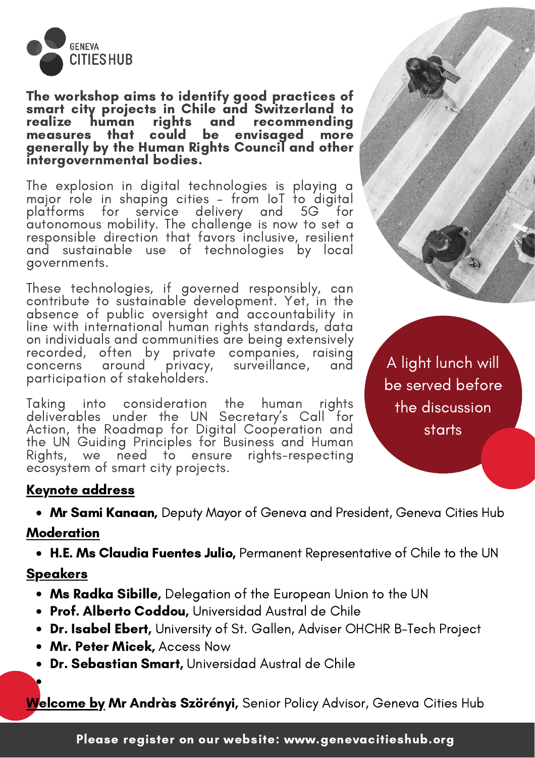GENEVA CITIES HUB

**The workshop aims to identify good practices of smart city projects in Chile and Switzerland to realize human rights and recommending measures that could be envisaged more generally by the Human Rights Council and other intergovernmental bodies.**

The explosion in digital technologies is playing a major role in shaping cities - from IoT to digital platforms for service delivery and 5G for autonomous mobility. The challenge is now to set a responsible direction that favors inclusive, resilient and sustainable use of technologies by local governments.

These technologies, if governed responsibly, can contribute to sustainable development. Yet, in the absence of public oversight and accountability in line with international human rights standards, data on individuals and communities are being extensively recorded, often by private companies, raising concerns around privacy, surveillance, and participation of stakeholders.

Taking into consideration the human rights deliverables under the UN Secretary's Call for Action, the Roadmap for Digital Cooperation and the UN Guiding Principles for Business and Human Rights, we need to ensure rights-respecting ecosystem of smart city projects.

A light lunch will be served before the discussion starts

**Keynote address**

- **Mr Sami Kanaan,** Deputy Mayor of Geneva and President, Geneva Cities Hub

**Moderation**

- **H.E. Ms Claudia Fuentes Julio,** Permanent Representative of Chile to the UN

**Speakers**

- **Ms Radka Sibille,** Delegation of the European Union to the UN
- **Prof. Alberto Coddou,** Universidad Austral de Chile
- **Dr. Isabel Ebert,** University of St. Gallen, Adviser OHCHR B-Tech Project
- **Mr. Peter Micek,** Access Now
- **Dr. Sebastian Smart,** Universidad Austral de Chile

**Welcome by** **Mr Andràs Szörényi,** Senior Policy Advisor, Geneva Cities Hub

**Please register on our website: www.genevacitieshub.org**